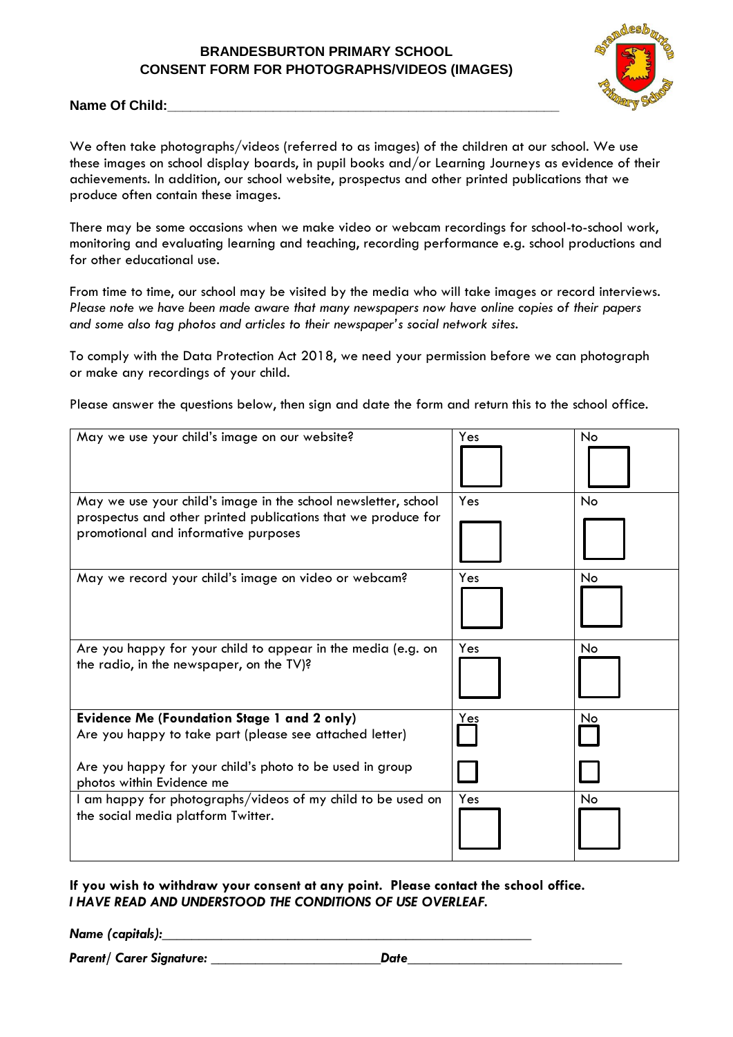**BRANDESBURTON PRIMARY SCHOOL**
**CONSENT FORM FOR PHOTOGRAPHS/VIDEOS (IMAGES)**

**Name Of Child:**\_\_\_\_\_\_\_\_\_\_\_\_\_\_\_\_\_\_\_\_\_\_\_\_\_\_\_\_\_\_\_\_\_\_\_\_\_\_\_\_\_\_\_\_\_\_\_\_\_\_\_\_

We often take photographs/videos (referred to as images) of the children at our school. We use these images on school display boards, in pupil books and/or Learning Journeys as evidence of their achievements. In addition, our school website, prospectus and other printed publications that we produce often contain these images.

There may be some occasions when we make video or webcam recordings for school-to-school work, monitoring and evaluating learning and teaching, recording performance e.g. school productions and for other educational use.

From time to time, our school may be visited by the media who will take images or record interviews. *Please note we have been made aware that many newspapers now have online copies of their papers and some also tag photos and articles to their newspaper's social network sites.*

To comply with the Data Protection Act 2018, we need your permission before we can photograph or make any recordings of your child.

Please answer the questions below, then sign and date the form and return this to the school office.

| | | |
|---|---|---|
| May we use your child's image on our website? | Yes ☐ | No ☐ |
| May we use your child's image in the school newsletter, school prospectus and other printed publications that we produce for promotional and informative purposes | Yes ☐ | No ☐ |
| May we record your child's image on video or webcam? | Yes ☐ | No ☐ |
| Are you happy for your child to appear in the media (e.g. on the radio, in the newspaper, on the TV)? | Yes ☐ | No ☐ |
| **Evidence Me (Foundation Stage 1 and 2 only)**<br>Are you happy to take part (please see attached letter)<br><br>Are you happy for your child's photo to be used in group photos within Evidence me | Yes ☐<br><br>☐ | No ☐<br><br>☐ |
| I am happy for photographs/videos of my child to be used on the social media platform Twitter. | Yes ☐ | No ☐ |

**If you wish to withdraw your consent at any point. Please contact the school office.**
***I HAVE READ AND UNDERSTOOD THE CONDITIONS OF USE OVERLEAF.***

***Name (capitals):***\_\_\_\_\_\_\_\_\_\_\_\_\_\_\_\_\_\_\_\_\_\_\_\_\_\_\_\_\_\_\_\_\_\_\_\_\_\_\_\_\_\_\_\_\_\_\_\_

***Parent/ Carer Signature:*** \_\_\_\_\_\_\_\_\_\_\_\_\_\_\_\_\_\_\_\_\_\_\_\_***Date***\_\_\_\_\_\_\_\_\_\_\_\_\_\_\_\_\_\_\_\_\_\_\_\_\_\_\_\_\_\_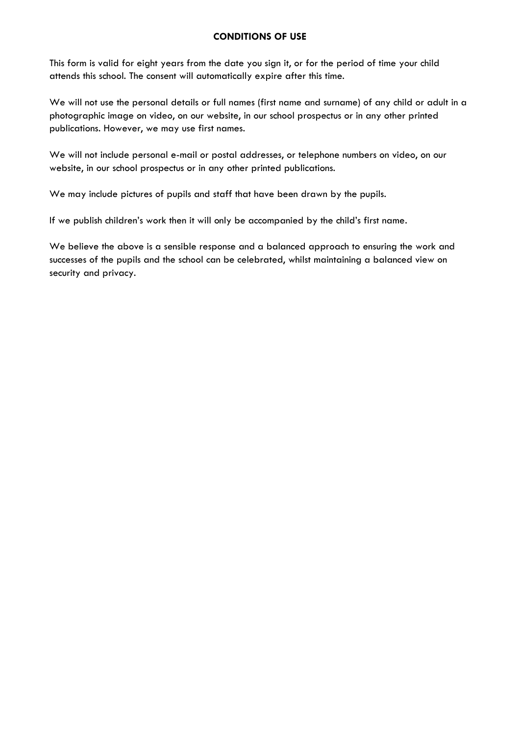## CONDITIONS OF USE

This form is valid for eight years from the date you sign it, or for the period of time your child attends this school. The consent will automatically expire after this time.

We will not use the personal details or full names (first name and surname) of any child or adult in a photographic image on video, on our website, in our school prospectus or in any other printed publications. However, we may use first names.

We will not include personal e-mail or postal addresses, or telephone numbers on video, on our website, in our school prospectus or in any other printed publications.

We may include pictures of pupils and staff that have been drawn by the pupils.

If we publish children's work then it will only be accompanied by the child's first name.

We believe the above is a sensible response and a balanced approach to ensuring the work and successes of the pupils and the school can be celebrated, whilst maintaining a balanced view on security and privacy.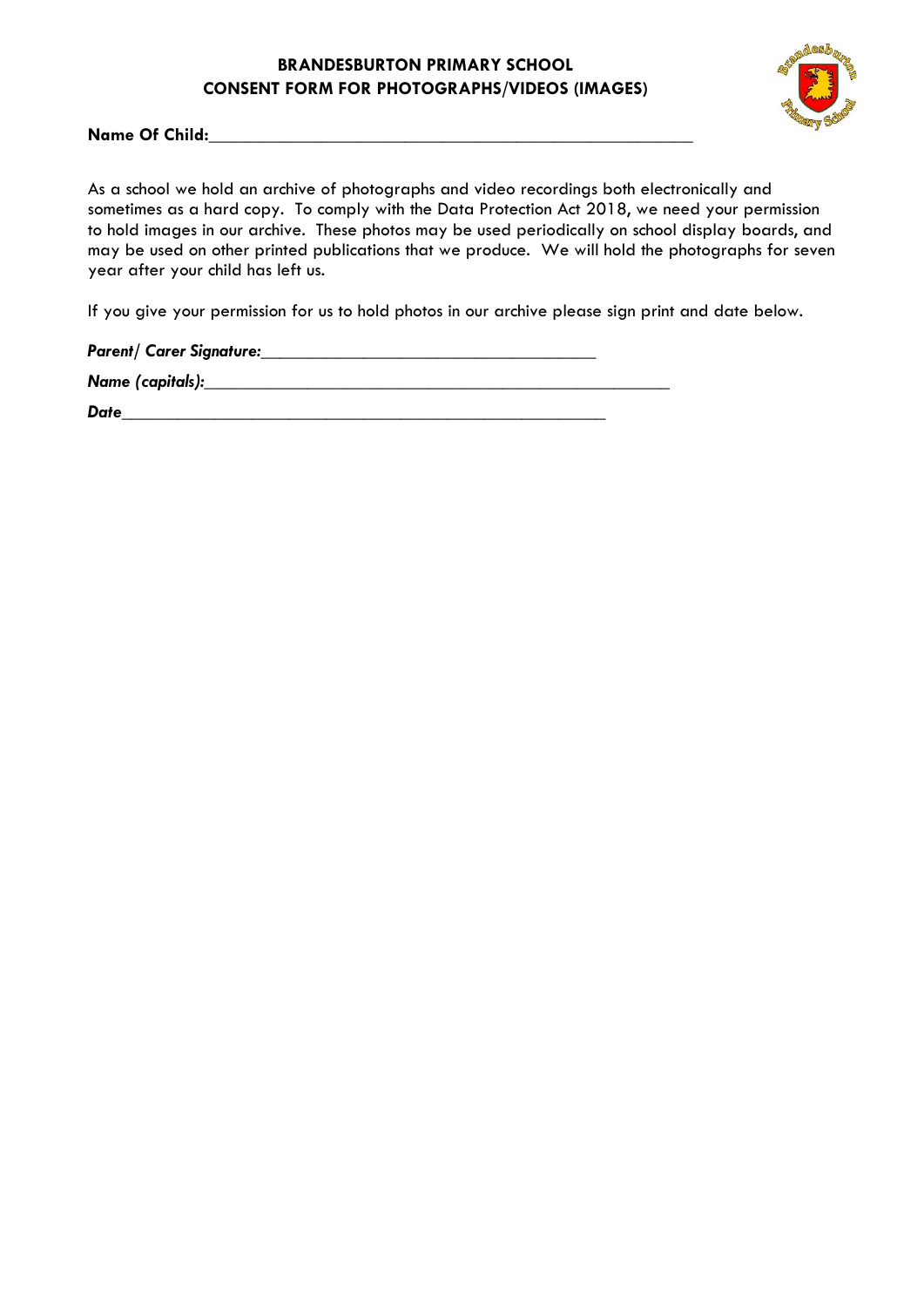**BRANDESBURTON PRIMARY SCHOOL**
**CONSENT FORM FOR PHOTOGRAPHS/VIDEOS (IMAGES)**

**Name Of Child:**\_\_\_\_\_\_\_\_\_\_\_\_\_\_\_\_\_\_\_\_\_\_\_\_\_\_\_\_\_\_\_\_\_\_\_\_\_\_\_\_\_\_\_\_\_\_\_\_

As a school we hold an archive of photographs and video recordings both electronically and sometimes as a hard copy. To comply with the Data Protection Act 2018, we need your permission to hold images in our archive. These photos may be used periodically on school display boards, and may be used on other printed publications that we produce. We will hold the photographs for seven year after your child has left us.

If you give your permission for us to hold photos in our archive please sign print and date below.

***Parent/ Carer Signature:***\_\_\_\_\_\_\_\_\_\_\_\_\_\_\_\_\_\_\_\_\_\_\_\_\_\_\_\_\_\_\_\_\_\_\_\_

***Name (capitals):***\_\_\_\_\_\_\_\_\_\_\_\_\_\_\_\_\_\_\_\_\_\_\_\_\_\_\_\_\_\_\_\_\_\_\_\_\_\_\_\_\_\_\_\_\_\_\_\_

***Date***\_\_\_\_\_\_\_\_\_\_\_\_\_\_\_\_\_\_\_\_\_\_\_\_\_\_\_\_\_\_\_\_\_\_\_\_\_\_\_\_\_\_\_\_\_\_\_\_\_\_